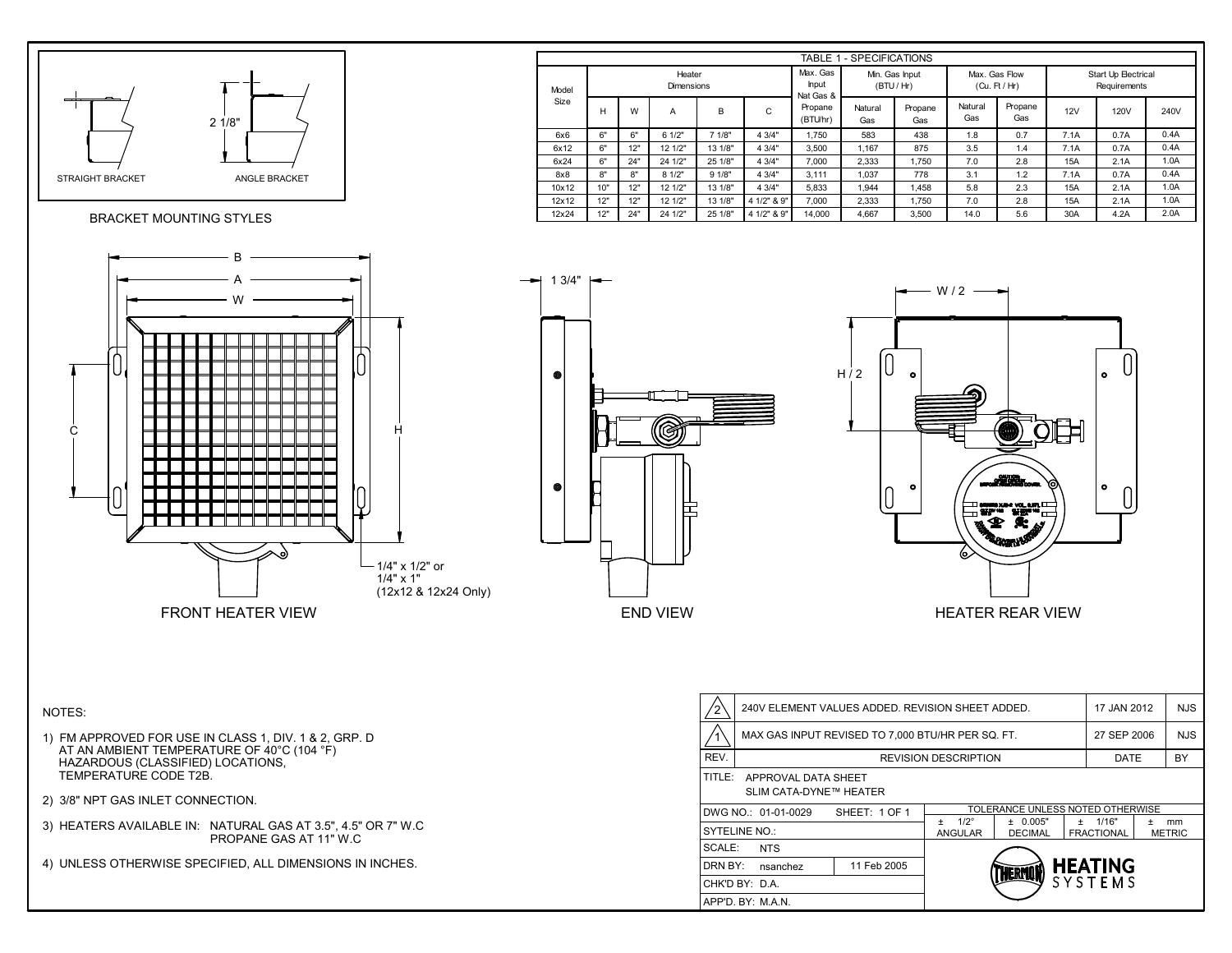BRACKET MOUNTING STYLES

STRAIGHT BRACKET

ANGLE BRACKET

2 1/8"

**TABLE 1 - SPECIFICATIONS**

| Model Size | Heater Dimensions | | | | | Max. Gas Input Nat Gas & Propane (BTU/hr) | Min. Gas Input (BTU / Hr) | | Max. Gas Flow (Cu. Ft / Hr) | | Start Up Electrical Requirements | | |
|---|---|---|---|---|---|---|---|---|---|---|---|---|---|
| | H | W | A | B | C | | Natural Gas | Propane Gas | Natural Gas | Propane Gas | 12V | 120V | 240V |
| 6x6 | 6" | 6" | 6 1/2" | 7 1/8" | 4 3/4" | 1,750 | 583 | 438 | 1.8 | 0.7 | 7.1A | 0.7A | 0.4A |
| 6x12 | 6" | 12" | 12 1/2" | 13 1/8" | 4 3/4" | 3,500 | 1,167 | 875 | 3.5 | 1.4 | 7.1A | 0.7A | 0.4A |
| 6x24 | 6" | 24" | 24 1/2" | 25 1/8" | 4 3/4" | 7,000 | 2,333 | 1,750 | 7.0 | 2.8 | 15A | 2.1A | 1.0A |
| 8x8 | 8" | 8" | 8 1/2" | 9 1/8" | 4 3/4" | 3,111 | 1,037 | 778 | 3.1 | 1.2 | 7.1A | 0.7A | 0.4A |
| 10x12 | 10" | 12" | 12 1/2" | 13 1/8" | 4 3/4" | 5,833 | 1,944 | 1,458 | 5.8 | 2.3 | 15A | 2.1A | 1.0A |
| 12x12 | 12" | 12" | 12 1/2" | 13 1/8" | 4 1/2" & 9" | 7,000 | 2,333 | 1,750 | 7.0 | 2.8 | 15A | 2.1A | 1.0A |
| 12x24 | 12" | 24" | 24 1/2" | 25 1/8" | 4 1/2" & 9" | 14,000 | 4,667 | 3,500 | 14.0 | 5.6 | 30A | 4.2A | 2.0A |

B

A

W

C

H

1/4" x 1/2" or
1/4" x 1"
(12x12 & 12x24 Only)

FRONT HEATER VIEW

1 3/4"

END VIEW

W / 2

H / 2

HEATER REAR VIEW

NOTES:

1) FM APPROVED FOR USE IN CLASS 1, DIV. 1 & 2, GRP. D AT AN AMBIENT TEMPERATURE OF 40°C (104 °F) HAZARDOUS (CLASSIFIED) LOCATIONS, TEMPERATURE CODE T2B.

2) 3/8" NPT GAS INLET CONNECTION.

3) HEATERS AVAILABLE IN: NATURAL GAS AT 3.5", 4.5" OR 7" W.C
   PROPANE GAS AT 11" W.C

4) UNLESS OTHERWISE SPECIFIED, ALL DIMENSIONS IN INCHES.

| REV. | REVISION DESCRIPTION | DATE | BY |
|---|---|---|---|
| 2 | 240V ELEMENT VALUES ADDED. REVISION SHEET ADDED. | 17 JAN 2012 | NJS |
| 1 | MAX GAS INPUT REVISED TO 7,000 BTU/HR PER SQ. FT. | 27 SEP 2006 | NJS |

TITLE: APPROVAL DATA SHEET
SLIM CATA-DYNE™ HEATER

DWG NO.: 01-01-0029 SHEET: 1 OF 1

SYTELINE NO.:

SCALE: NTS

DRN BY: nsanchez 11 Feb 2005

CHK'D BY: D.A.

APP'D. BY: M.A.N.

TOLERANCE UNLESS NOTED OTHERWISE

| ± 1/2° ANGULAR | ± 0.005" DECIMAL | ± 1/16" FRACTIONAL | ± mm METRIC |
|---|---|---|---|

THERMON HEATING SYSTEMS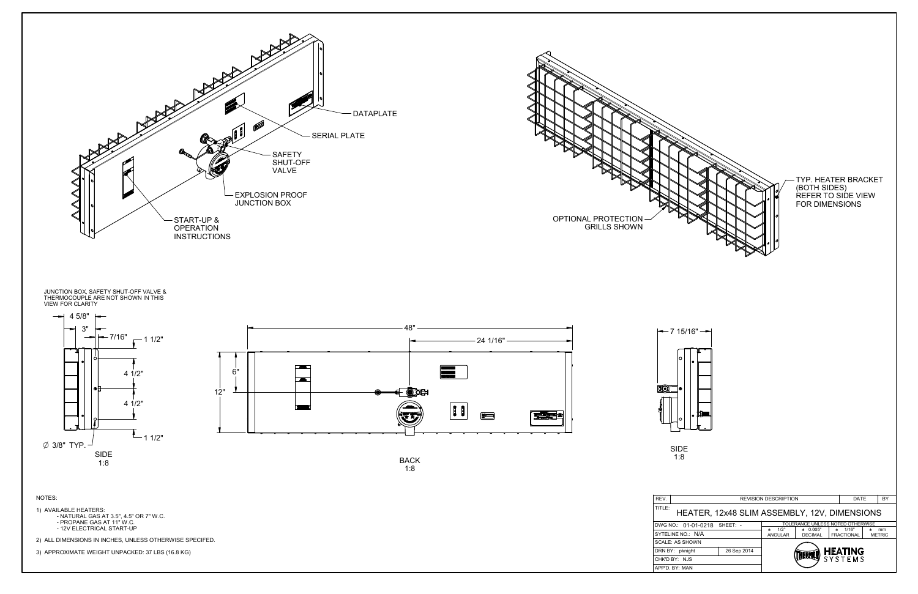DATAPLATE

SERIAL PLATE

SAFETY SHUT-OFF VALVE

EXPLOSION PROOF JUNCTION BOX

START-UP & OPERATION INSTRUCTIONS

TYP. HEATER BRACKET (BOTH SIDES) REFER TO SIDE VIEW FOR DIMENSIONS

OPTIONAL PROTECTION GRILLS SHOWN

JUNCTION BOX, SAFETY SHUT-OFF VALVE & THERMOCOUPLE ARE NOT SHOWN IN THIS VIEW FOR CLARITY

4 5/8"

3"

7/16"

1 1/2"

4 1/2"

4 1/2"

1 1/2"

Ø 3/8" TYP.

SIDE
1:8

48"

24 1/16"

6"

12"

BACK
1:8

7 15/16"

SIDE
1:8

NOTES:

1) AVAILABLE HEATERS:
   - NATURAL GAS AT 3.5", 4.5" OR 7" W.C.
   - PROPANE GAS AT 11" W.C.
   - 12V ELECTRICAL START-UP

2) ALL DIMENSIONS IN INCHES, UNLESS OTHERWISE SPECIFED.

3) APPROXIMATE WEIGHT UNPACKED: 37 LBS (16.8 KG)

| REV. | REVISION DESCRIPTION | DATE | BY |
|---|---|---|---|
| | | | |

TITLE: HEATER, 12x48 SLIM ASSEMBLY, 12V, DIMENSIONS

| | | | | | |
|---|---|---|---|---|---|
| DWG NO.: 01-01-0218 | SHEET: - | TOLERANCE UNLESS NOTED OTHERWISE | | | |
| SYTELINE NO.: N/A | | ± 1/2° ANGULAR | ± 0.005" DECIMAL | ± 1/16" FRACTIONAL | ± mm METRIC |
| SCALE: AS SHOWN | | | | | |
| DRN BY: pknight | 26 Sep 2014 | | | | |
| CHK'D BY: NJS | | | | | |
| APP'D. BY: MAN | | | | | |

THERMON HEATING SYSTEMS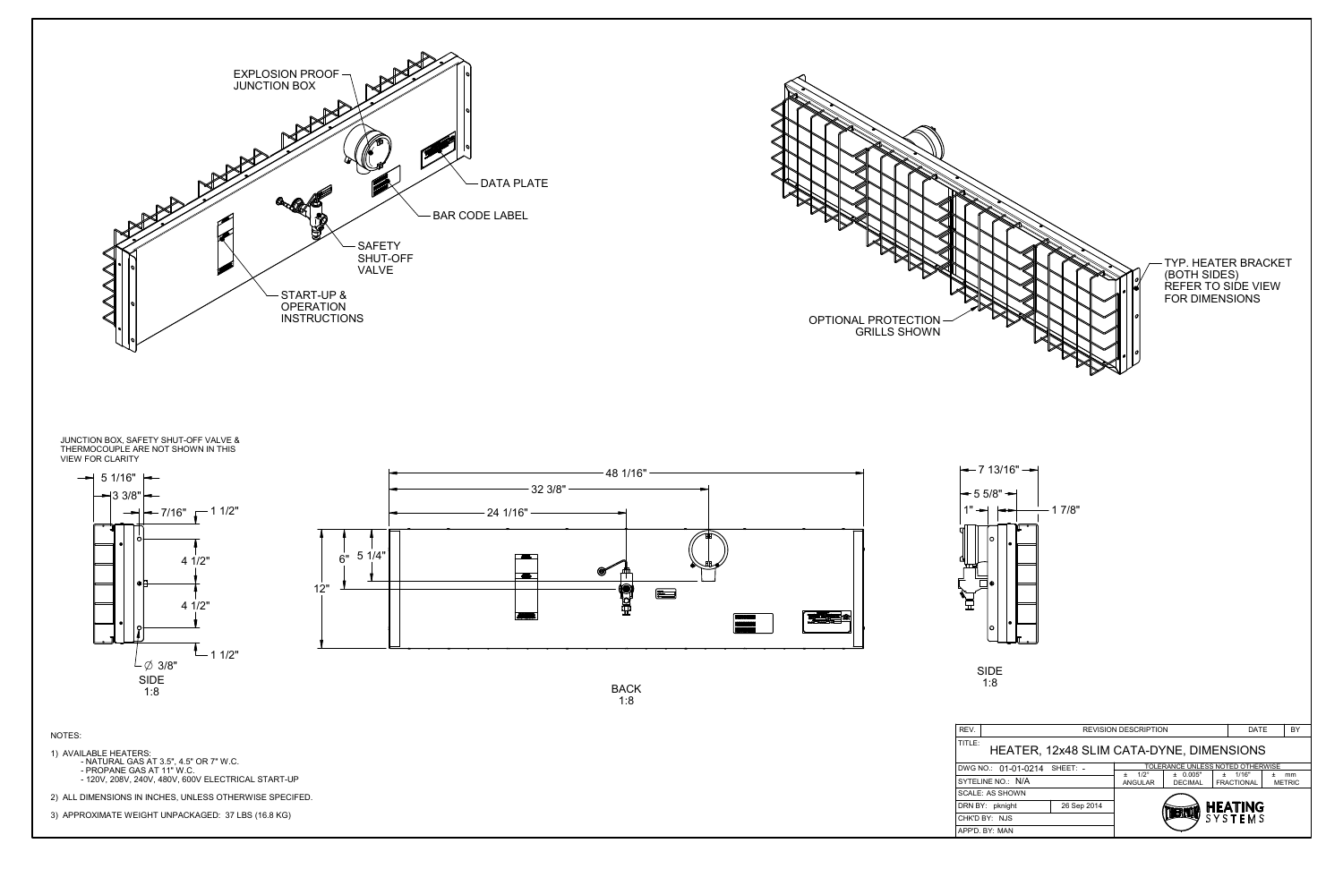EXPLOSION PROOF JUNCTION BOX

DATA PLATE

BAR CODE LABEL

SAFETY SHUT-OFF VALVE

START-UP & OPERATION INSTRUCTIONS

OPTIONAL PROTECTION GRILLS SHOWN

TYP. HEATER BRACKET (BOTH SIDES) REFER TO SIDE VIEW FOR DIMENSIONS

JUNCTION BOX, SAFETY SHUT-OFF VALVE & THERMOCOUPLE ARE NOT SHOWN IN THIS VIEW FOR CLARITY

5 1/16"
3 3/8"
7/16"
1 1/2"
4 1/2"
4 1/2"
1 1/2"
∅ 3/8"

SIDE
1:8

48 1/16"
32 3/8"
24 1/16"
6"
5 1/4"
12"

BACK
1:8

7 13/16"
5 5/8"
1"
1 7/8"

SIDE
1:8

NOTES:

1) AVAILABLE HEATERS:
   - NATURAL GAS AT 3.5", 4.5" OR 7" W.C.
   - PROPANE GAS AT 11" W.C.
   - 120V, 208V, 240V, 480V, 600V ELECTRICAL START-UP

2) ALL DIMENSIONS IN INCHES, UNLESS OTHERWISE SPECIFED.

3) APPROXIMATE WEIGHT UNPACKAGED: 37 LBS (16.8 KG)

| REV. | REVISION DESCRIPTION | DATE | BY |
|---|---|---|---|
| | | | |

TITLE: HEATER, 12x48 SLIM CATA-DYNE, DIMENSIONS

| | | | | |
|---|---|---|---|---|
| DWG NO.: 01-01-0214 SHEET: - | TOLERANCE UNLESS NOTED OTHERWISE | | | |
| SYTELINE NO.: N/A | ± 1/2° ANGULAR | ± 0.005" DECIMAL | ± 1/16" FRACTIONAL | ± mm METRIC |
| SCALE: AS SHOWN | | | | |
| DRN BY: pknight 26 Sep 2014 | | | | |
| CHK'D BY: NJS | | | | |
| APP'D. BY: MAN | | | | |

HEATING SYSTEMS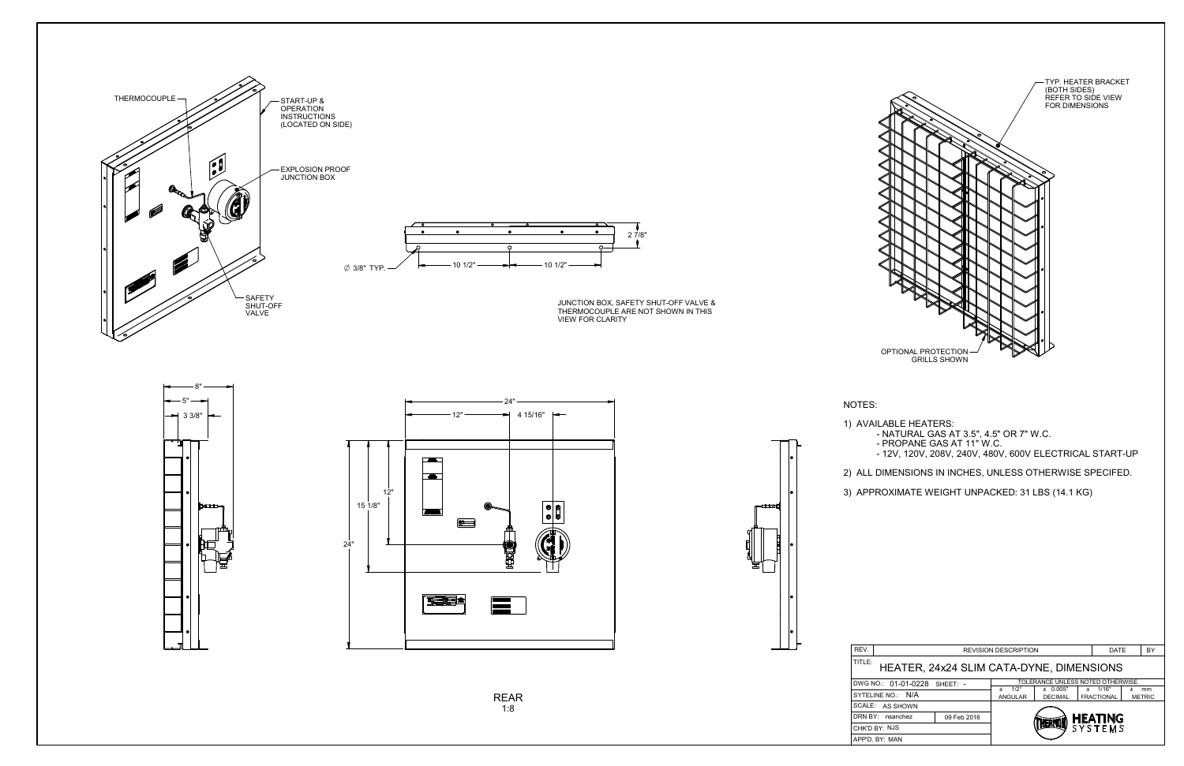THERMOCOUPLE

START-UP & OPERATION INSTRUCTIONS (LOCATED ON SIDE)

EXPLOSION PROOF JUNCTION BOX

SAFETY SHUT-OFF VALVE

Ø 3/8" TYP.

10 1/2"

10 1/2"

2 7/8"

JUNCTION BOX, SAFETY SHUT-OFF VALVE & THERMOCOUPLE ARE NOT SHOWN IN THIS VIEW FOR CLARITY

TYP. HEATER BRACKET (BOTH SIDES) REFER TO SIDE VIEW FOR DIMENSIONS

OPTIONAL PROTECTION GRILLS SHOWN

8"

5"

3 3/8"

24"

12"

4 15/16"

12"

15 1/8"

24"

REAR
1:8

NOTES:

1) AVAILABLE HEATERS:
   - NATURAL GAS AT 3.5", 4.5" OR 7" W.C.
   - PROPANE GAS AT 11" W.C.
   - 12V, 120V, 208V, 240V, 480V, 600V ELECTRICAL START-UP

2) ALL DIMENSIONS IN INCHES, UNLESS OTHERWISE SPECIFED.

3) APPROXIMATE WEIGHT UNPACKED: 31 LBS (14.1 KG)

| REV. | REVISION DESCRIPTION | DATE | BY |
|---|---|---|---|
| | | | |

TITLE: HEATER, 24x24 SLIM CATA-DYNE, DIMENSIONS

| | | TOLERANCE UNLESS NOTED OTHERWISE | | | |
|---|---|---|---|---|---|
| DWG NO.: 01-01-0228 | SHEET: - | ± 1/2° ANGULAR | ± 0.005" DECIMAL | ± 1/16" FRACTIONAL | ± mm METRIC |
| SYTELINE NO.: N/A | | | | | |
| SCALE: AS SHOWN | | | | | |
| DRN BY: nsanchez | 09 Feb 2016 | | | | |
| CHK'D BY: NJS | | | | | |
| APP'D. BY: MAN | | | | | |

HEATING SYSTEMS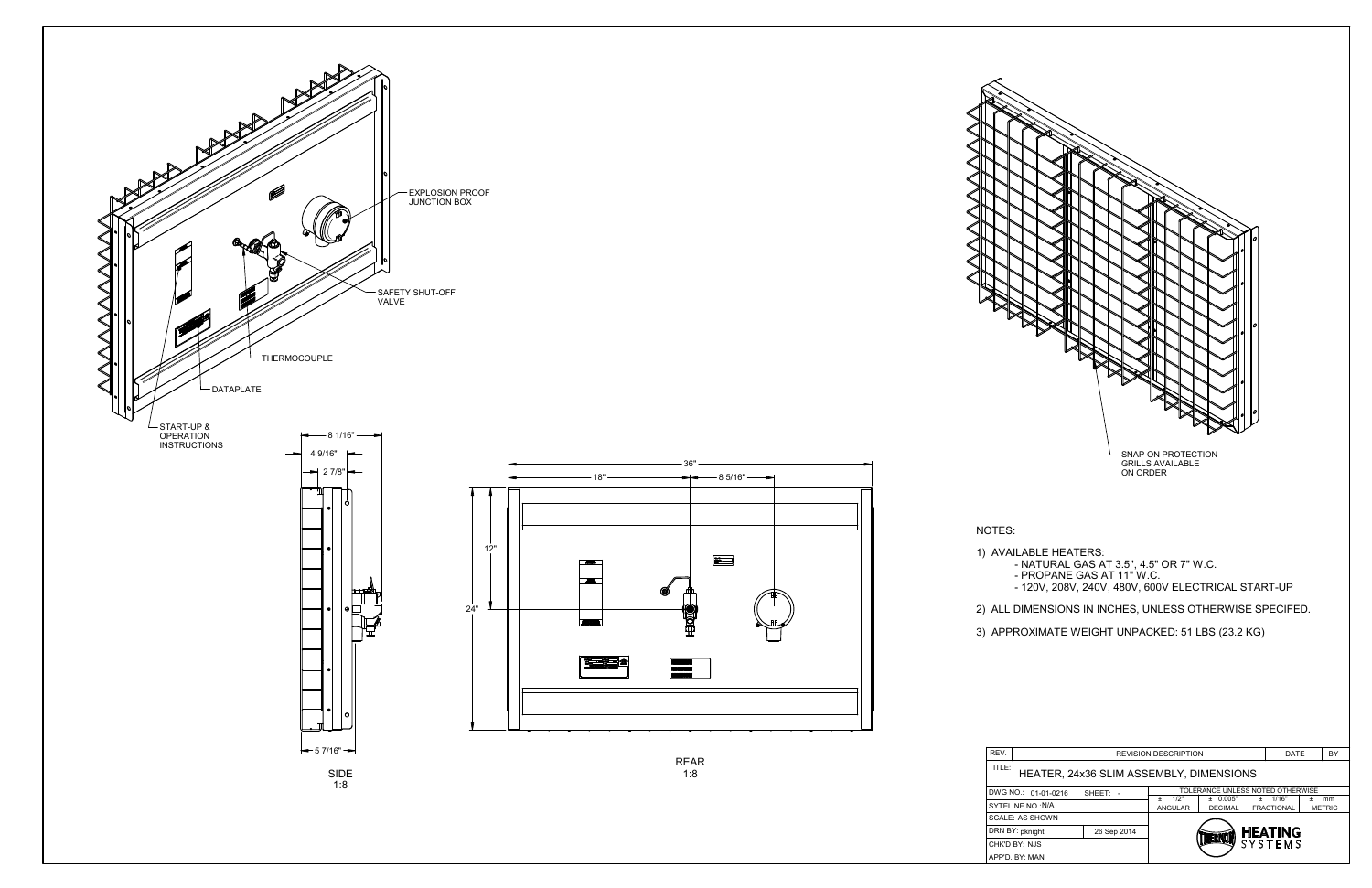EXPLOSION PROOF JUNCTION BOX

SAFETY SHUT-OFF VALVE

THERMOCOUPLE

DATAPLATE

START-UP & OPERATION INSTRUCTIONS

SNAP-ON PROTECTION GRILLS AVAILABLE ON ORDER

8 1/16"

4 9/16"

2 7/8"

5 7/16"

SIDE
1:8

36"

18"

8 5/16"

12"

24"

REAR
1:8

NOTES:

1) AVAILABLE HEATERS:
   - NATURAL GAS AT 3.5", 4.5" OR 7" W.C.
   - PROPANE GAS AT 11" W.C.
   - 120V, 208V, 240V, 480V, 600V ELECTRICAL START-UP

2) ALL DIMENSIONS IN INCHES, UNLESS OTHERWISE SPECIFED.

3) APPROXIMATE WEIGHT UNPACKED: 51 LBS (23.2 KG)

| REV. | REVISION DESCRIPTION | | | DATE | BY |
|---|---|---|---|---|---|
| TITLE: HEATER, 24x36 SLIM ASSEMBLY, DIMENSIONS | | | | | |
| DWG NO.: 01-01-0216 SHEET: - | TOLERANCE UNLESS NOTED OTHERWISE | | | | |
| SYTELINE NO.:N/A | ± 1/2° ANGULAR | ± 0.005" DECIMAL | ± 1/16" FRACTIONAL | ± mm METRIC | |
| SCALE: AS SHOWN | | | | | |
| DRN BY: pknight 26 Sep 2014 | HEATING SYSTEMS | | | | |
| CHK'D BY: NJS | | | | | |
| APP'D. BY: MAN | | | | | |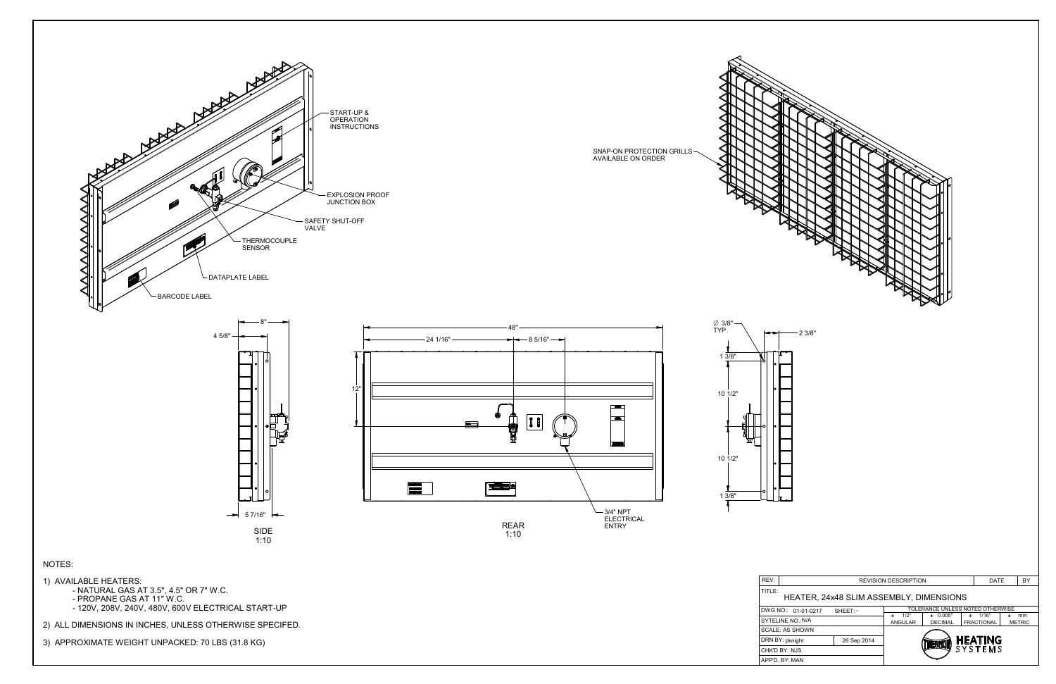START-UP & OPERATION INSTRUCTIONS

EXPLOSION PROOF JUNCTION BOX

SAFETY SHUT-OFF VALVE

THERMOCOUPLE SENSOR

DATAPLATE LABEL

BARCODE LABEL

SNAP-ON PROTECTION GRILLS AVAILABLE ON ORDER

8"

4 5/8"

5 7/16"

SIDE
1:10

48"

24 1/16"

8 5/16"

12"

3/4" NPT ELECTRICAL ENTRY

REAR
1:10

Ø 3/8" TYP.

2 3/8"

1 3/8"

10 1/2"

10 1/2"

1 3/8"

NOTES:

1) AVAILABLE HEATERS:
   - NATURAL GAS AT 3.5", 4.5" OR 7" W.C.
   - PROPANE GAS AT 11" W.C.
   - 120V, 208V, 240V, 480V, 600V ELECTRICAL START-UP

2) ALL DIMENSIONS IN INCHES, UNLESS OTHERWISE SPECIFED.

3) APPROXIMATE WEIGHT UNPACKED: 70 LBS (31.8 KG)

| REV. | REVISION DESCRIPTION | | | DATE | BY |
|---|---|---|---|---|---|
| TITLE: HEATER, 24x48 SLIM ASSEMBLY, DIMENSIONS | | | | | |
| DWG NO.: 01-01-0217 SHEET: - | TOLERANCE UNLESS NOTED OTHERWISE | | | | |
| SYTELINE NO.: N/A | ± 1/2° ANGULAR | ± 0.005" DECIMAL | ± 1/16" FRACTIONAL | ± mm METRIC | |
| SCALE: AS SHOWN | | | | | |
| DRN BY: pknight 26 Sep 2014 | HEATING SYSTEMS | | | | |
| CHK'D BY: NJS | | | | | |
| APP'D. BY: MAN | | | | | |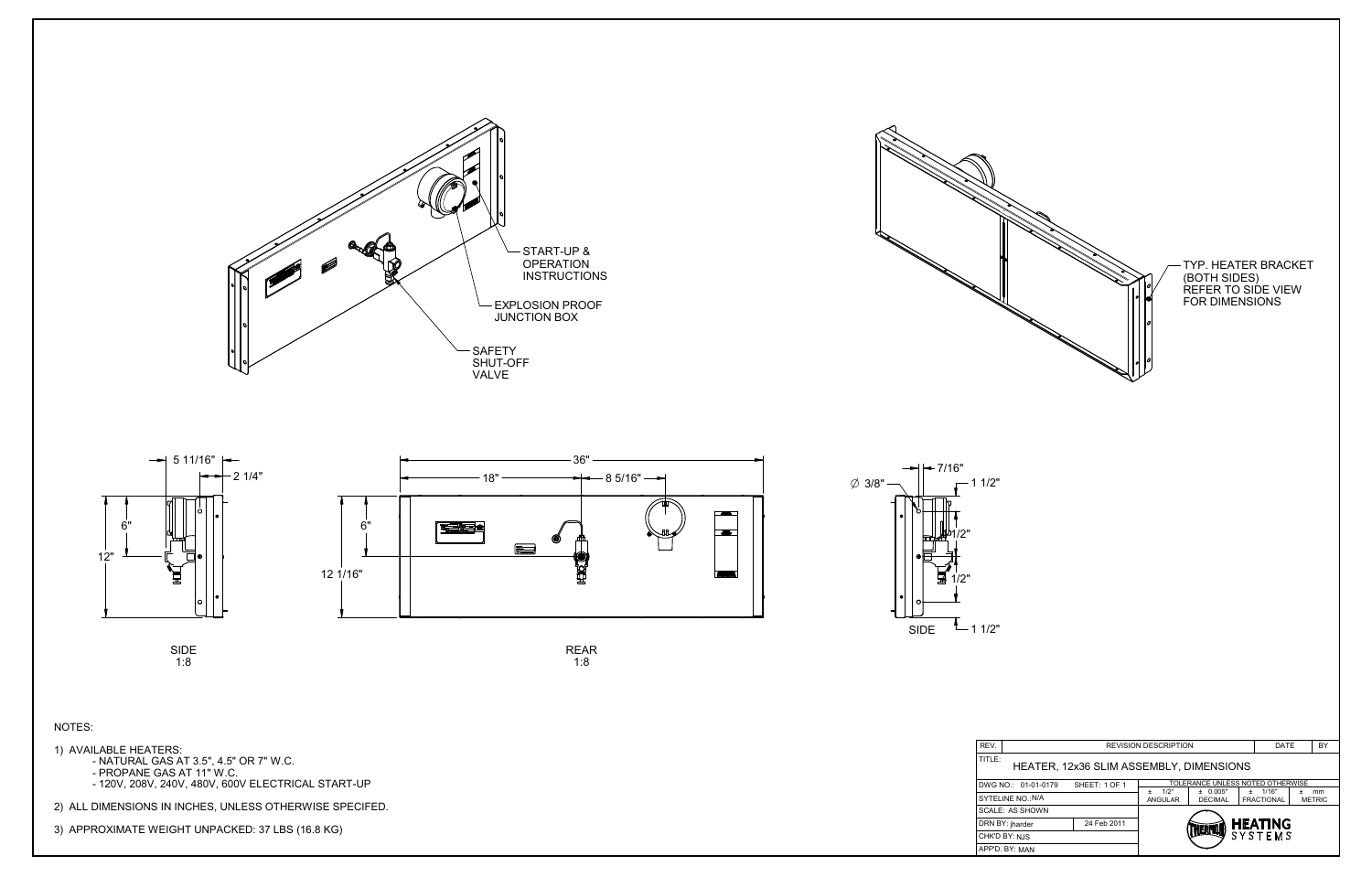START-UP & OPERATION INSTRUCTIONS

EXPLOSION PROOF JUNCTION BOX

SAFETY SHUT-OFF VALVE

TYP. HEATER BRACKET (BOTH SIDES) REFER TO SIDE VIEW FOR DIMENSIONS

5 11/16"

2 1/4"

6"

12"

SIDE
1:8

36"

18"

8 5/16"

6"

12 1/16"

REAR
1:8

7/16"

∅ 3/8"

1 1/2"

1/2"

1/2"

1 1/2"

SIDE

NOTES:

1) AVAILABLE HEATERS:
   - NATURAL GAS AT 3.5", 4.5" OR 7" W.C.
   - PROPANE GAS AT 11" W.C.
   - 120V, 208V, 240V, 480V, 600V ELECTRICAL START-UP

2) ALL DIMENSIONS IN INCHES, UNLESS OTHERWISE SPECIFED.

3) APPROXIMATE WEIGHT UNPACKED: 37 LBS (16.8 KG)

| REV. | REVISION DESCRIPTION | DATE | BY |
|---|---|---|---|
| TITLE: HEATER, 12x36 SLIM ASSEMBLY, DIMENSIONS | | | |

| | | TOLERANCE UNLESS NOTED OTHERWISE | | | |
|---|---|---|---|---|---|
| DWG NO.: 01-01-0179 | SHEET: 1 OF 1 | ± 1/2° ANGULAR | ± 0.005" DECIMAL | ± 1/16" FRACTIONAL | ± mm METRIC |
| SYTELINE NO.: N/A | | | | | |
| SCALE: AS SHOWN | | | | | |
| DRN BY: jharder | 24 Feb 2011 | | | | |
| CHK'D BY: NJS | | | | | |
| APP'D. BY: MAN | | | | | |

THERMAL HEATING SYSTEMS